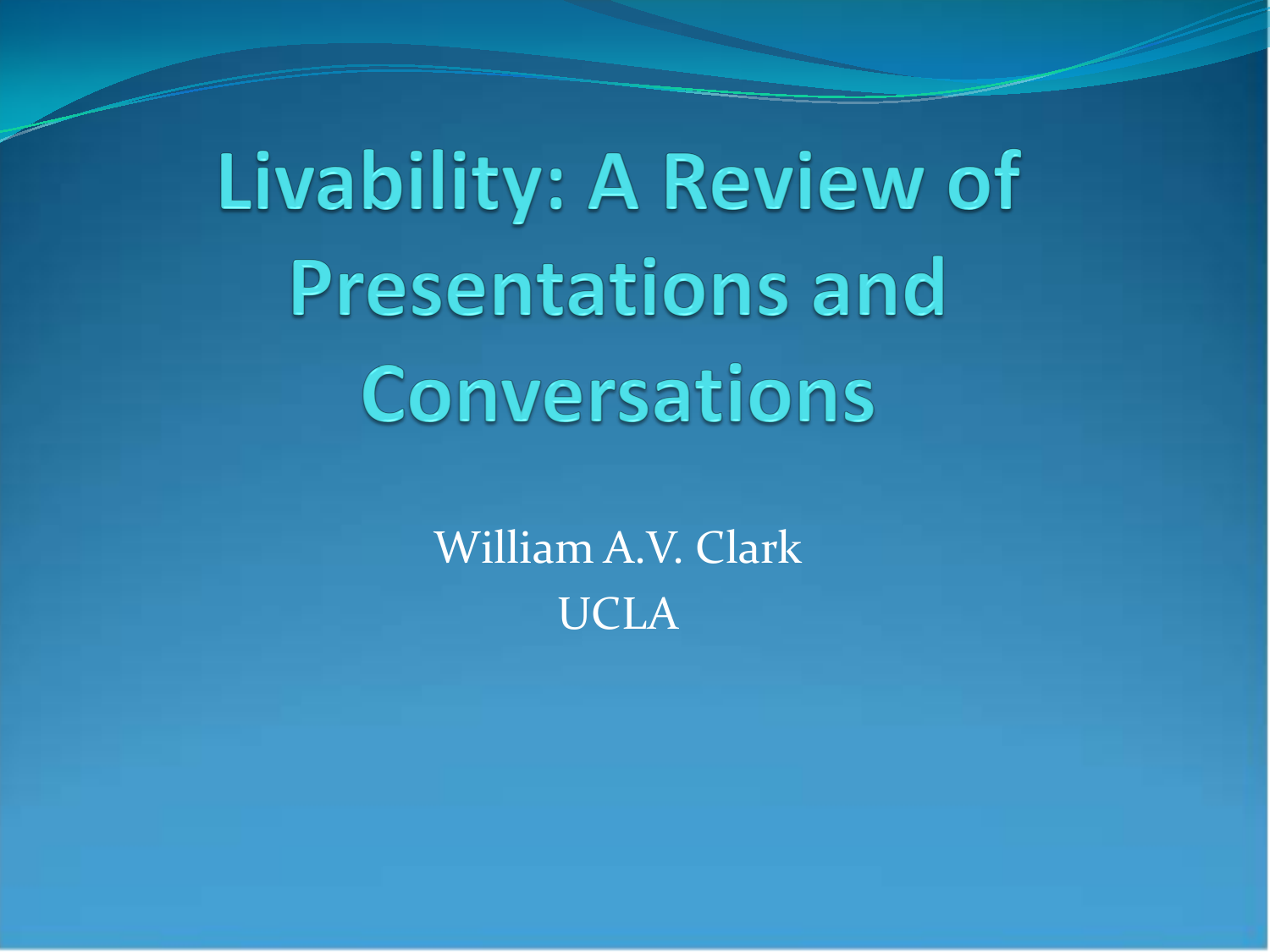# Livability: A Review of Presentations and Conversations

William A.V. Clark

UCLA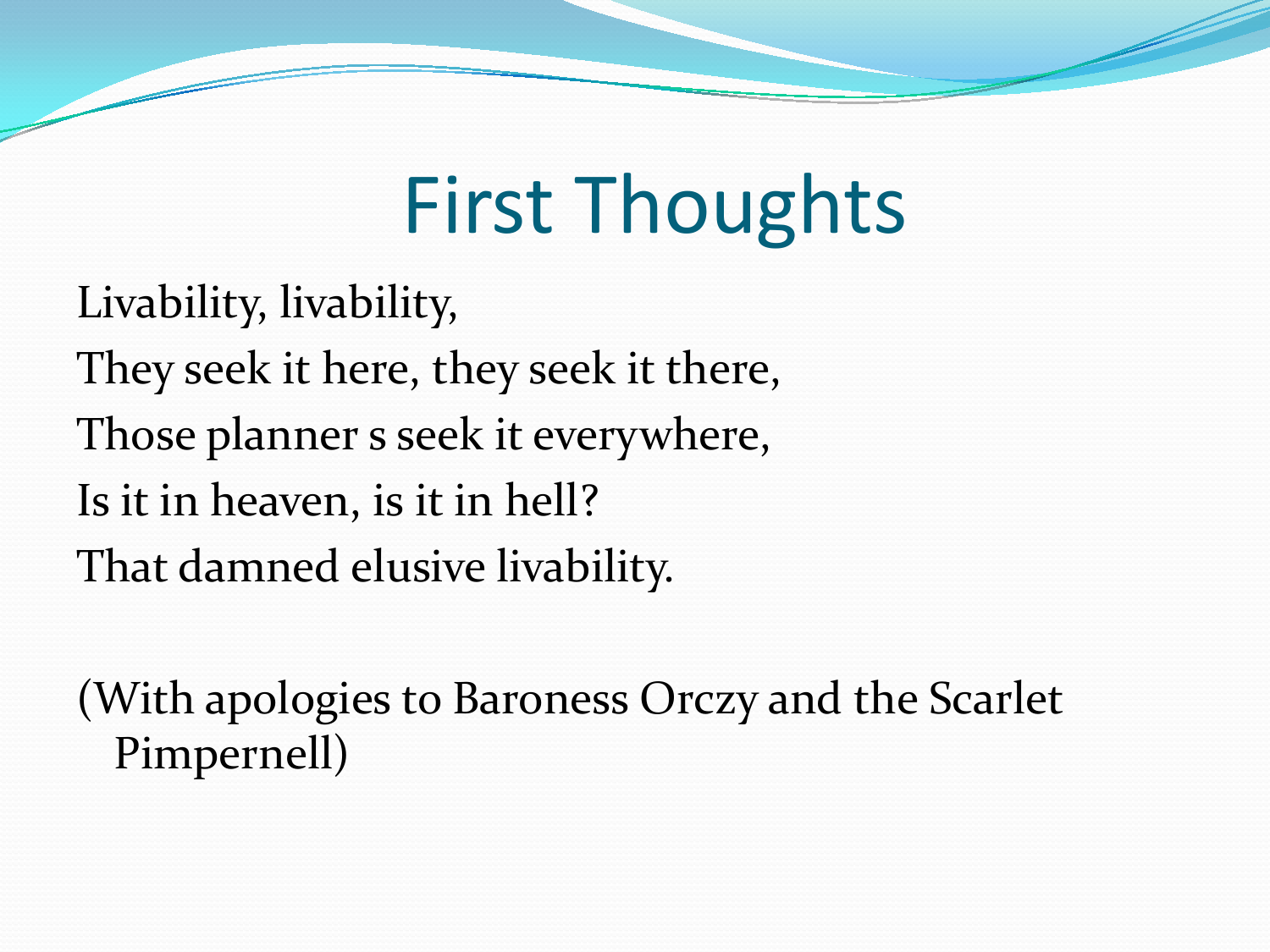# First Thoughts

Livability, livability,

They seek it here, they seek it there,

Those planner s seek it everywhere,

Is it in heaven, is it in hell?

That damned elusive livability.

(With apologies to Baroness Orczy and the Scarlet Pimpernell)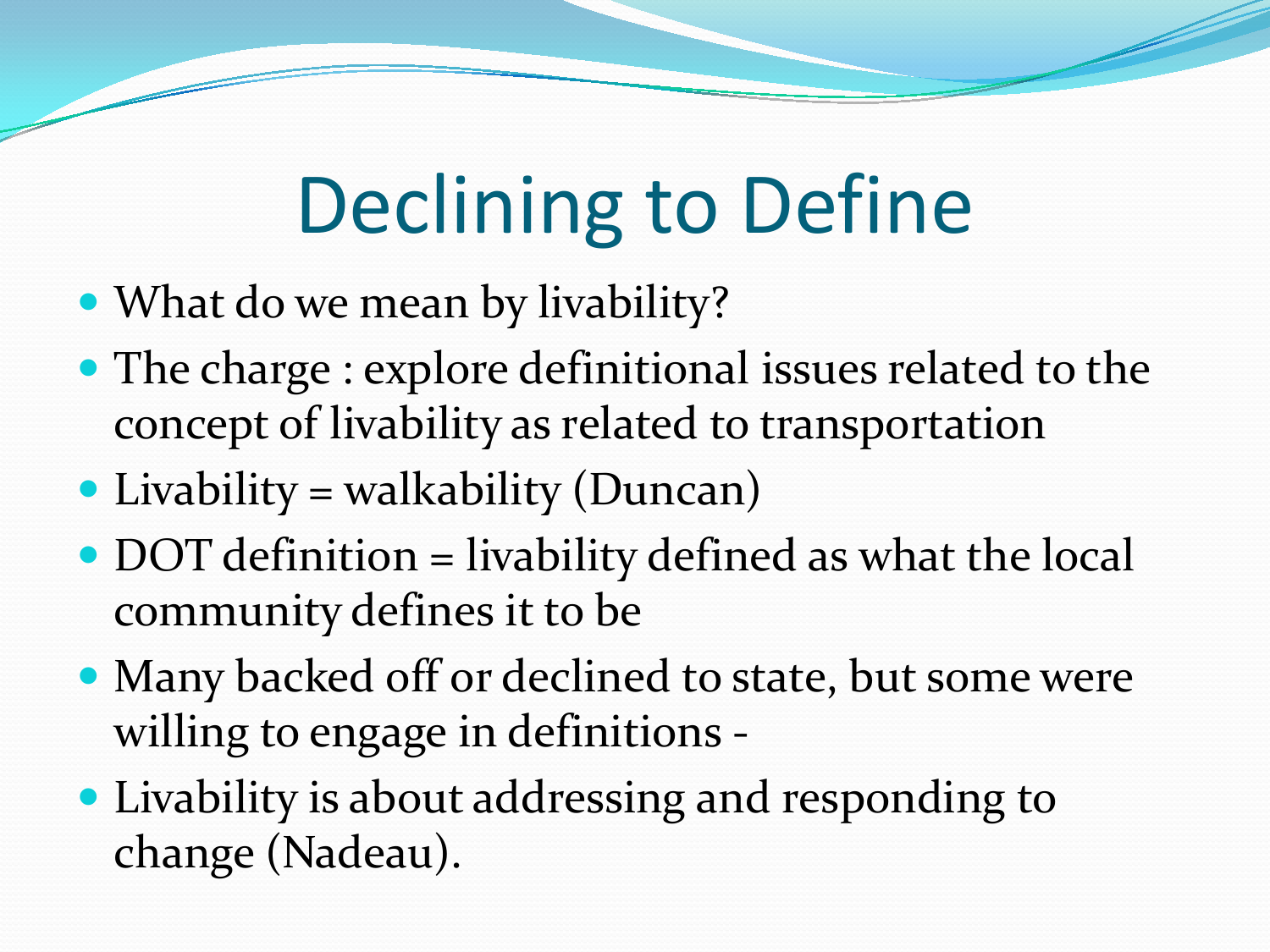# Declining to Define

- What do we mean by livability?
- The charge : explore definitional issues related to the concept of livability as related to transportation
- Livability = walkability (Duncan)
- DOT definition = livability defined as what the local community defines it to be
- Many backed off or declined to state, but some were willing to engage in definitions -
- Livability is about addressing and responding to change (Nadeau).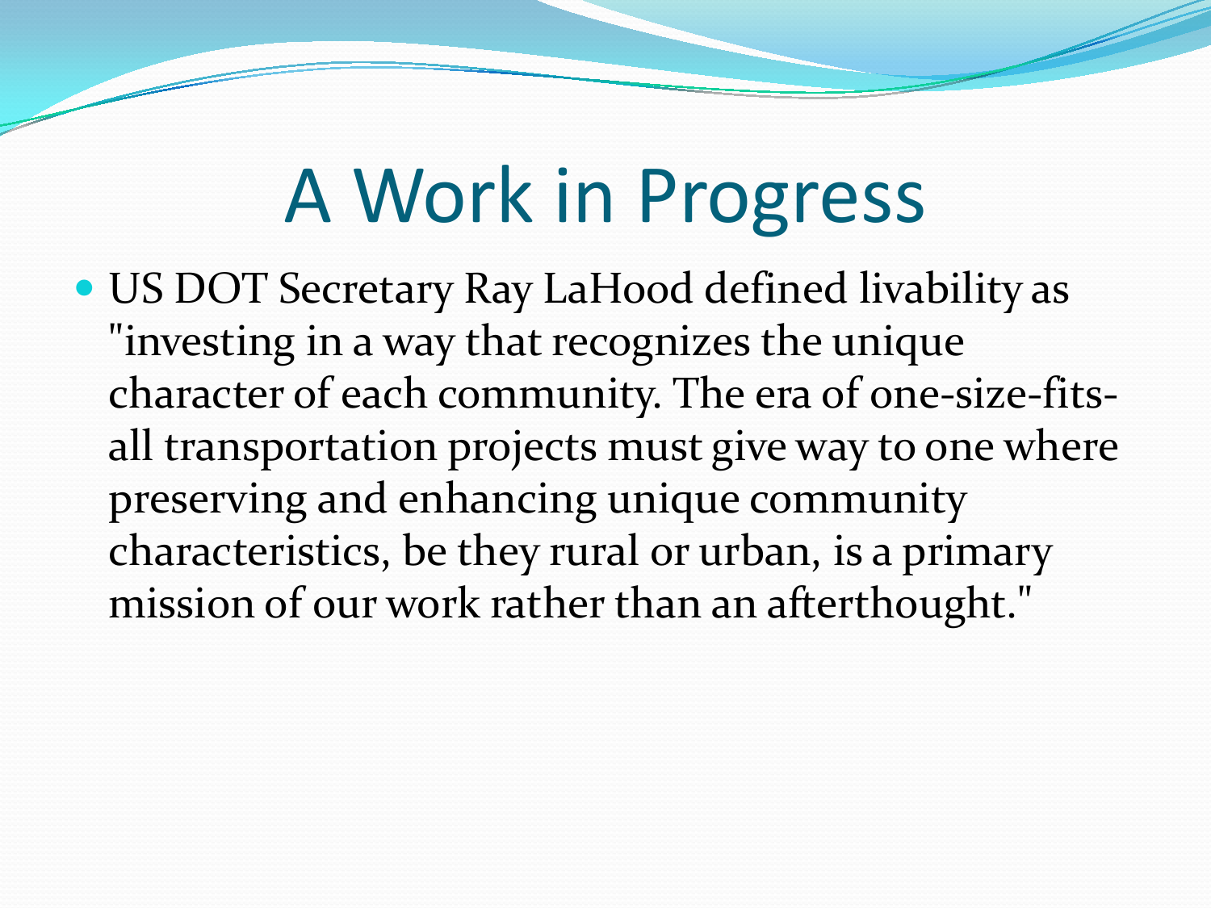# A Work in Progress

- US DOT Secretary Ray LaHood defined livability as "investing in a way that recognizes the unique character of each community. The era of one-size-fits-all transportation projects must give way to one where preserving and enhancing unique community characteristics, be they rural or urban, is a primary mission of our work rather than an afterthought."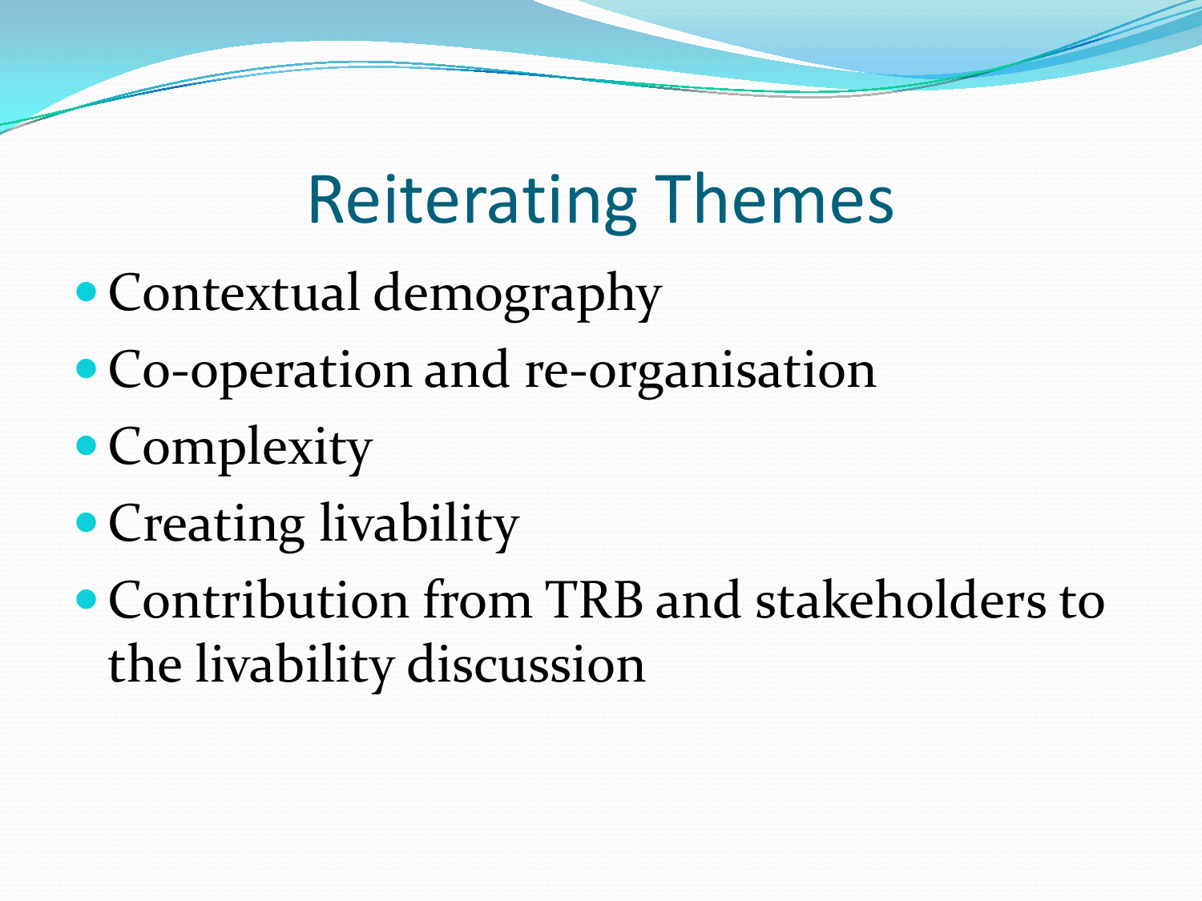# Reiterating Themes

- Contextual demography
- Co-operation and re-organisation
- Complexity
- Creating livability
- Contribution from TRB and stakeholders to the livability discussion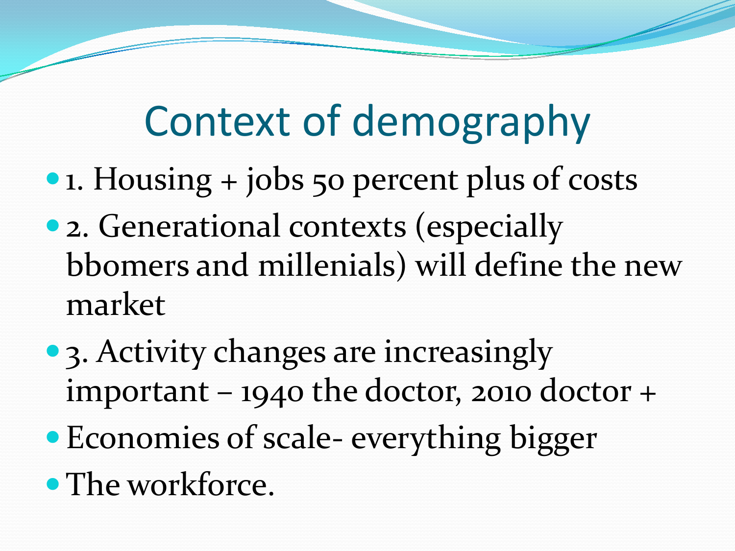# Context of demography

- 1. Housing + jobs 50 percent plus of costs
- 2. Generational contexts (especially bbomers and millenials) will define the new market
- 3. Activity changes are increasingly important – 1940 the doctor, 2010 doctor +
- Economies of scale- everything bigger
- The workforce.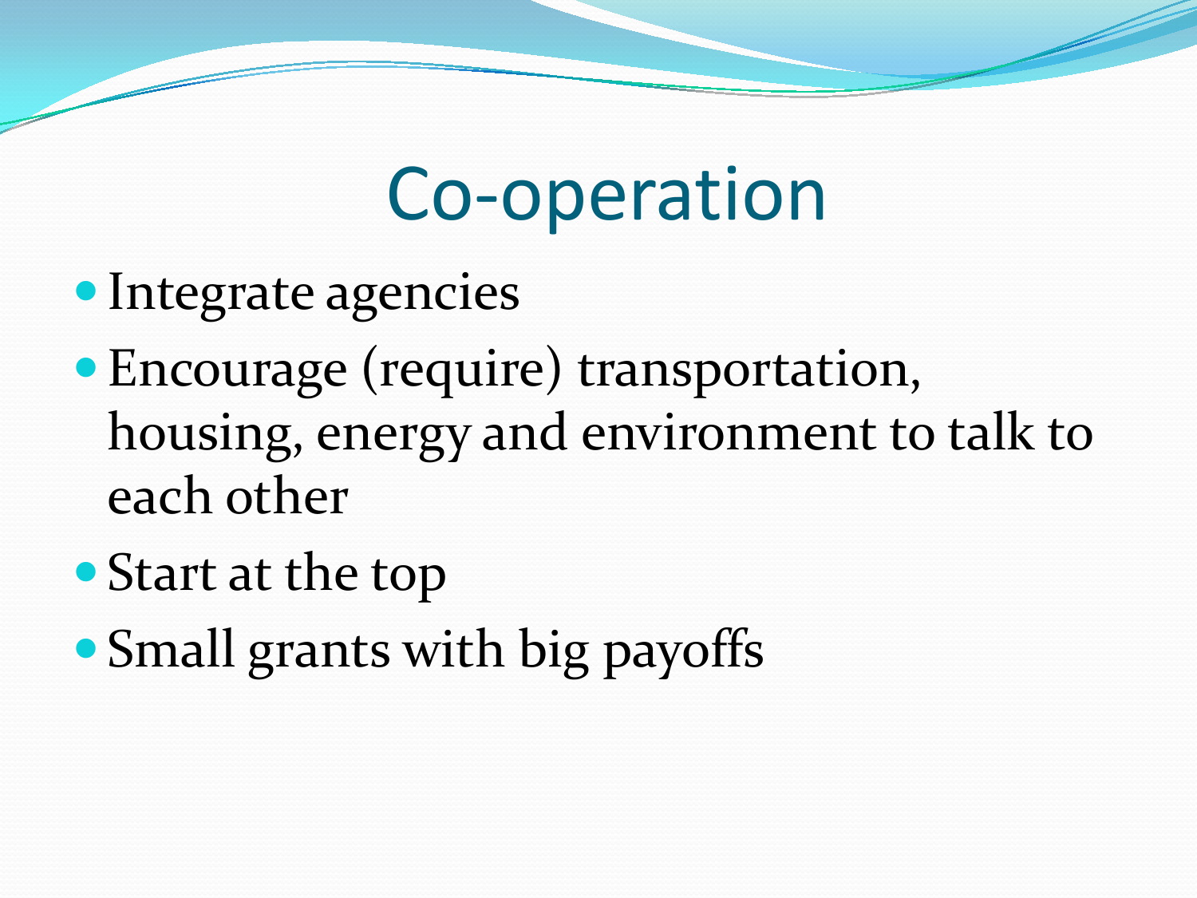# Co-operation

- Integrate agencies
- Encourage (require) transportation, housing, energy and environment to talk to each other
- Start at the top
- Small grants with big payoffs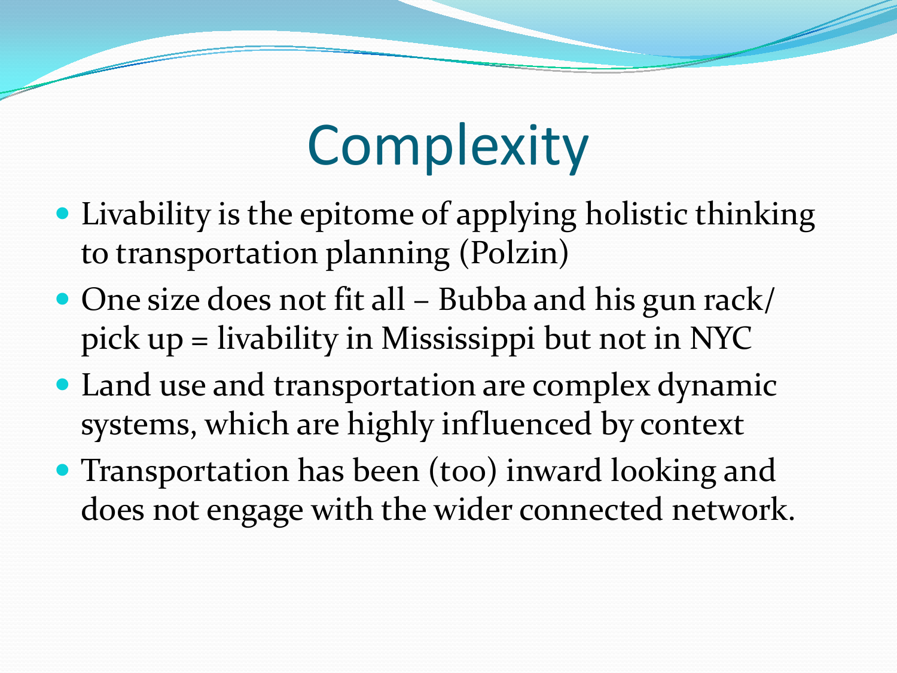# Complexity

- Livability is the epitome of applying holistic thinking to transportation planning (Polzin)
- One size does not fit all – Bubba and his gun rack/ pick up = livability in Mississippi but not in NYC
- Land use and transportation are complex dynamic systems, which are highly influenced by context
- Transportation has been (too) inward looking and does not engage with the wider connected network.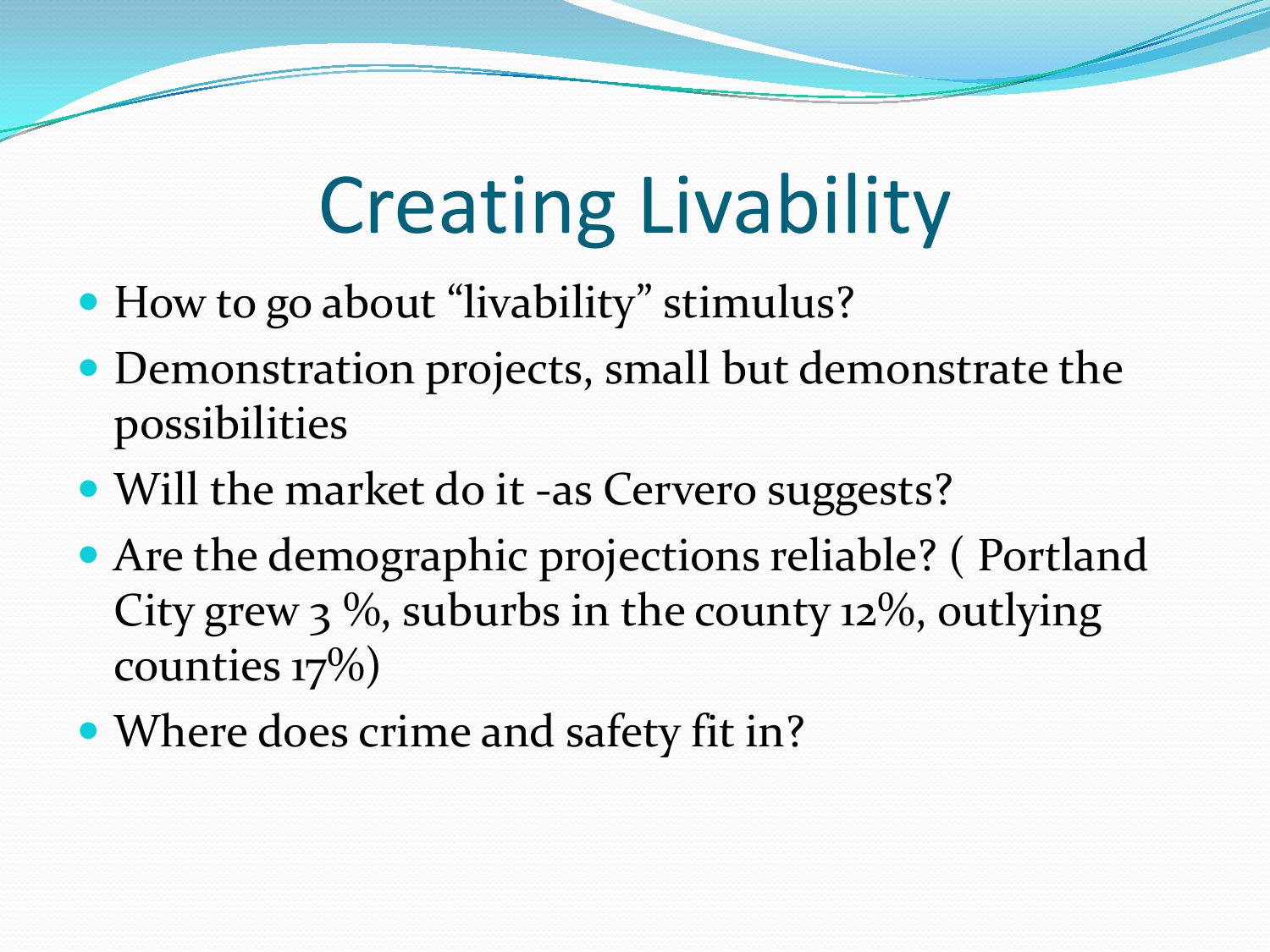# Creating Livability

- How to go about “livability” stimulus?
- Demonstration projects, small but demonstrate the possibilities
- Will the market do it -as Cervero suggests?
- Are the demographic projections reliable? ( Portland City grew 3 %, suburbs in the county 12%, outlying counties 17%)
- Where does crime and safety fit in?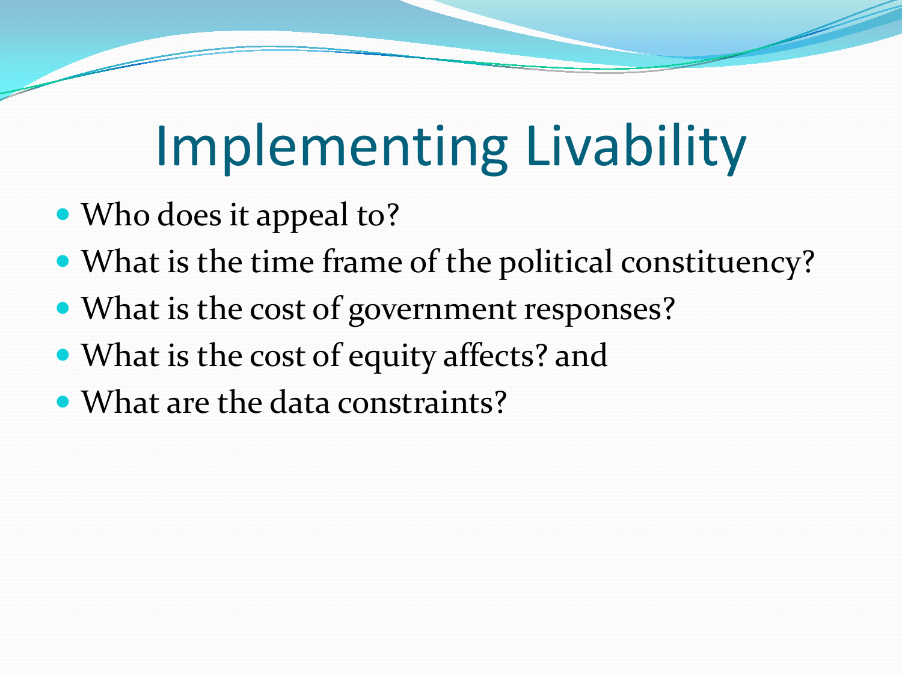# Implementing Livability

- Who does it appeal to?
- What is the time frame of the political constituency?
- What is the cost of government responses?
- What is the cost of equity affects? and
- What are the data constraints?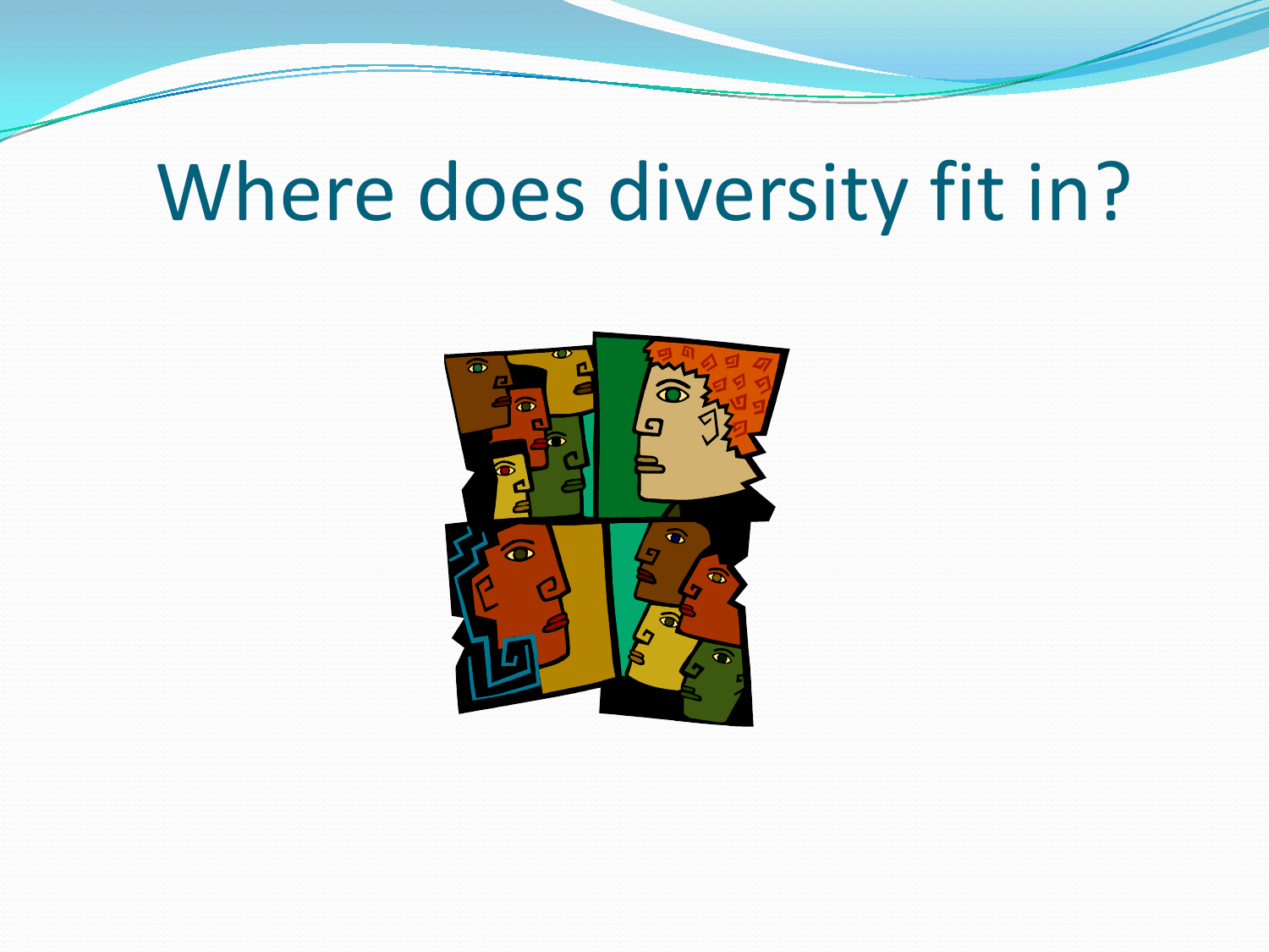# Where does diversity fit in?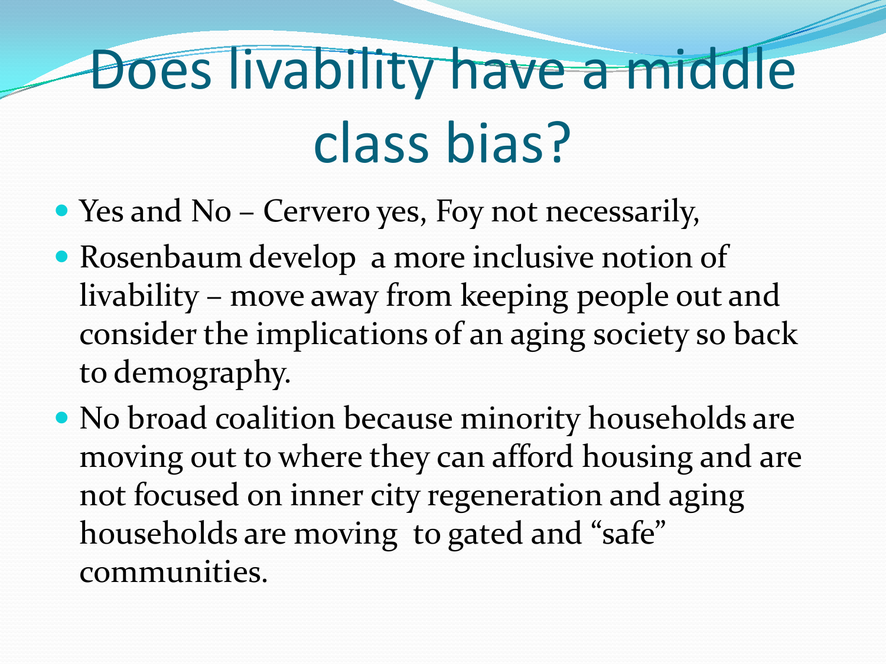# Does livability have a middle class bias?

- Yes and No – Cervero yes, Foy not necessarily,
- Rosenbaum develop  a more inclusive notion of livability – move away from keeping people out and consider the implications of an aging society so back to demography.
- No broad coalition because minority households are moving out to where they can afford housing and are not focused on inner city regeneration and aging households are moving  to gated and “safe” communities.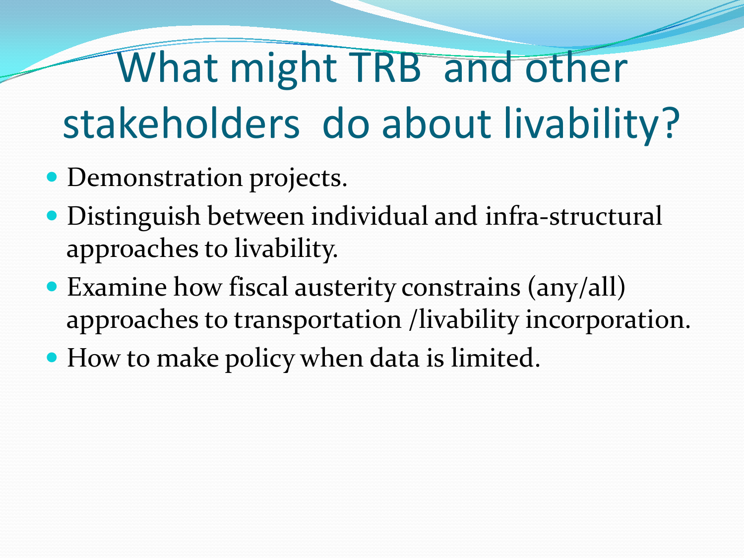# What might TRB and other stakeholders do about livability?

- Demonstration projects.
- Distinguish between individual and infra-structural approaches to livability.
- Examine how fiscal austerity constrains (any/all) approaches to transportation /livability incorporation.
- How to make policy when data is limited.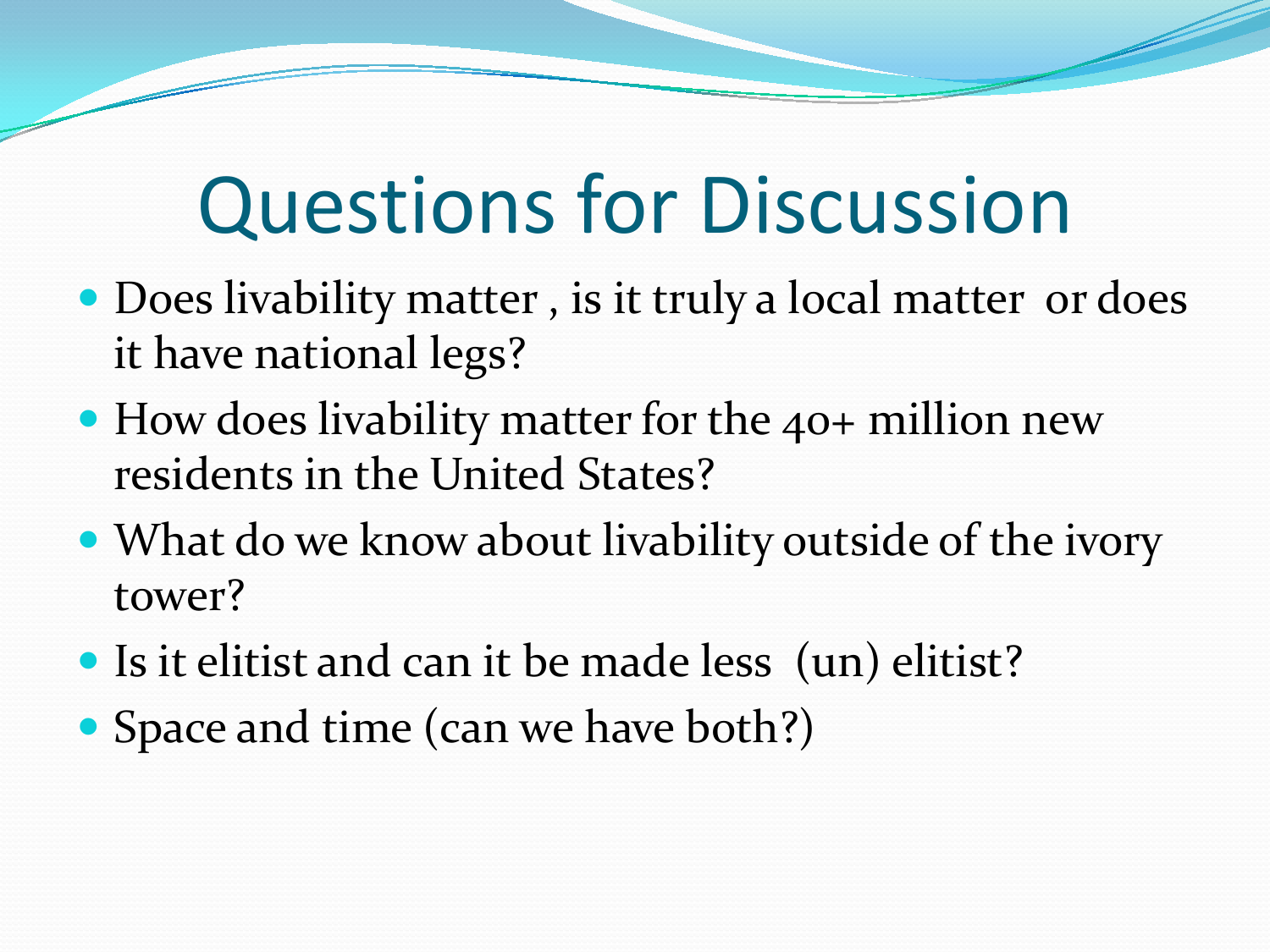# Questions for Discussion

- Does livability matter , is it truly a local matter or does it have national legs?
- How does livability matter for the 40+ million new residents in the United States?
- What do we know about livability outside of the ivory tower?
- Is it elitist and can it be made less (un) elitist?
- Space and time (can we have both?)